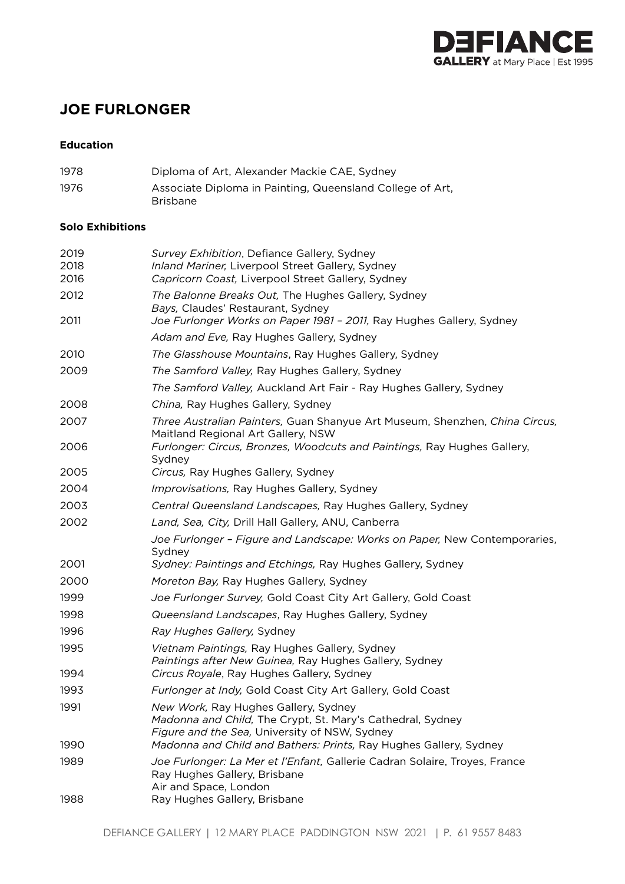# JOE FURLONGER

**Education**

| | |
|---|---|
| 1978 | Diploma of Art, Alexander Mackie CAE, Sydney |
| 1976 | Associate Diploma in Painting, Queensland College of Art, Brisbane |

**Solo Exhibitions**

| | |
|---|---|
| 2019 | *Survey Exhibition*, Defiance Gallery, Sydney |
| 2018 | *Inland Mariner,* Liverpool Street Gallery, Sydney |
| 2016 | *Capricorn Coast,* Liverpool Street Gallery, Sydney |
| 2012 | *The Balonne Breaks Out,* The Hughes Gallery, Sydney |
| | *Bays,* Claudes' Restaurant, Sydney |
| 2011 | *Joe Furlonger Works on Paper 1981 – 2011,* Ray Hughes Gallery, Sydney |
| | *Adam and Eve,* Ray Hughes Gallery, Sydney |
| 2010 | *The Glasshouse Mountains*, Ray Hughes Gallery, Sydney |
| 2009 | *The Samford Valley,* Ray Hughes Gallery, Sydney |
| | *The Samford Valley,* Auckland Art Fair - Ray Hughes Gallery, Sydney |
| 2008 | *China,* Ray Hughes Gallery, Sydney |
| 2007 | *Three Australian Painters,* Guan Shanyue Art Museum, Shenzhen, *China Circus,* Maitland Regional Art Gallery, NSW |
| 2006 | *Furlonger: Circus, Bronzes, Woodcuts and Paintings,* Ray Hughes Gallery, Sydney |
| 2005 | *Circus,* Ray Hughes Gallery, Sydney |
| 2004 | *Improvisations,* Ray Hughes Gallery, Sydney |
| 2003 | *Central Queensland Landscapes,* Ray Hughes Gallery, Sydney |
| 2002 | *Land, Sea, City,* Drill Hall Gallery, ANU, Canberra |
| | *Joe Furlonger – Figure and Landscape: Works on Paper,* New Contemporaries, Sydney |
| 2001 | *Sydney: Paintings and Etchings,* Ray Hughes Gallery, Sydney |
| 2000 | *Moreton Bay,* Ray Hughes Gallery, Sydney |
| 1999 | *Joe Furlonger Survey,* Gold Coast City Art Gallery, Gold Coast |
| 1998 | *Queensland Landscapes*, Ray Hughes Gallery, Sydney |
| 1996 | *Ray Hughes Gallery,* Sydney |
| 1995 | *Vietnam Paintings,* Ray Hughes Gallery, Sydney |
| | *Paintings after New Guinea,* Ray Hughes Gallery, Sydney |
| 1994 | *Circus Royale*, Ray Hughes Gallery, Sydney |
| 1993 | *Furlonger at Indy,* Gold Coast City Art Gallery, Gold Coast |
| 1991 | *New Work,* Ray Hughes Gallery, Sydney |
| | *Madonna and Child,* The Crypt, St. Mary's Cathedral, Sydney |
| | *Figure and the Sea,* University of NSW, Sydney |
| 1990 | *Madonna and Child and Bathers: Prints,* Ray Hughes Gallery, Sydney |
| 1989 | *Joe Furlonger: La Mer et l'Enfant,* Gallerie Cadran Solaire, Troyes, France |
| | Ray Hughes Gallery, Brisbane |
| | Air and Space, London |
| 1988 | Ray Hughes Gallery, Brisbane |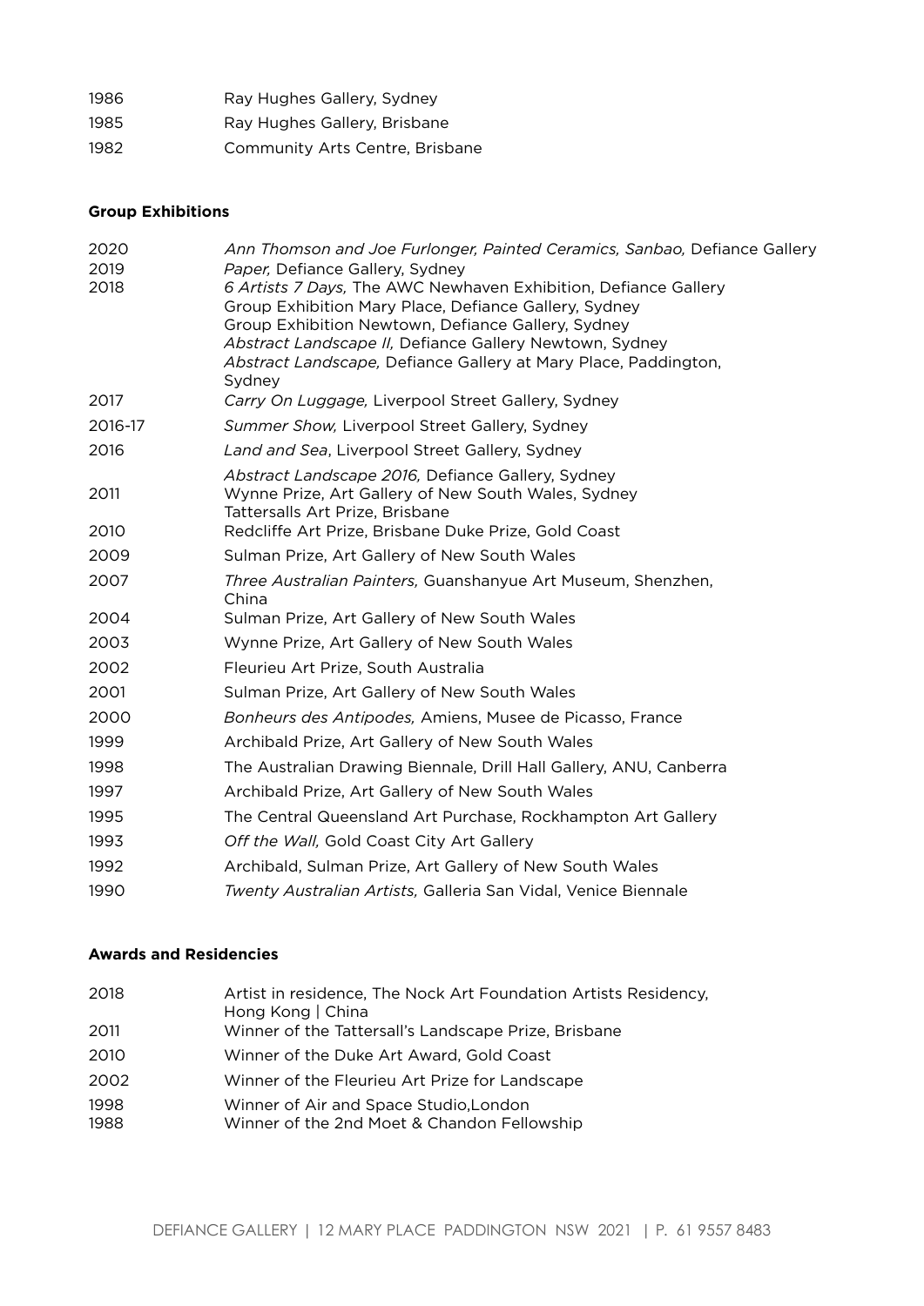| | |
|---|---|
| 1986 | Ray Hughes Gallery, Sydney |
| 1985 | Ray Hughes Gallery, Brisbane |
| 1982 | Community Arts Centre, Brisbane |

**Group Exhibitions**

| | |
|---|---|
| 2020 | *Ann Thomson and Joe Furlonger, Painted Ceramics, Sanbao,* Defiance Gallery |
| 2019 | *Paper,* Defiance Gallery, Sydney |
| 2018 | *6 Artists 7 Days,* The AWC Newhaven Exhibition, Defiance Gallery<br>Group Exhibition Mary Place, Defiance Gallery, Sydney<br>Group Exhibition Newtown, Defiance Gallery, Sydney<br>*Abstract Landscape II,* Defiance Gallery Newtown, Sydney<br>*Abstract Landscape,* Defiance Gallery at Mary Place, Paddington, Sydney |
| 2017 | *Carry On Luggage,* Liverpool Street Gallery, Sydney |
| 2016-17 | *Summer Show,* Liverpool Street Gallery, Sydney |
| 2016 | *Land and Sea*, Liverpool Street Gallery, Sydney<br>*Abstract Landscape 2016,* Defiance Gallery, Sydney |
| 2011 | Wynne Prize, Art Gallery of New South Wales, Sydney<br>Tattersalls Art Prize, Brisbane |
| 2010 | Redcliffe Art Prize, Brisbane Duke Prize, Gold Coast |
| 2009 | Sulman Prize, Art Gallery of New South Wales |
| 2007 | *Three Australian Painters,* Guanshanyue Art Museum, Shenzhen, China |
| 2004 | Sulman Prize, Art Gallery of New South Wales |
| 2003 | Wynne Prize, Art Gallery of New South Wales |
| 2002 | Fleurieu Art Prize, South Australia |
| 2001 | Sulman Prize, Art Gallery of New South Wales |
| 2000 | *Bonheurs des Antipodes,* Amiens, Musee de Picasso, France |
| 1999 | Archibald Prize, Art Gallery of New South Wales |
| 1998 | The Australian Drawing Biennale, Drill Hall Gallery, ANU, Canberra |
| 1997 | Archibald Prize, Art Gallery of New South Wales |
| 1995 | The Central Queensland Art Purchase, Rockhampton Art Gallery |
| 1993 | *Off the Wall,* Gold Coast City Art Gallery |
| 1992 | Archibald, Sulman Prize, Art Gallery of New South Wales |
| 1990 | *Twenty Australian Artists,* Galleria San Vidal, Venice Biennale |

**Awards and Residencies**

| | |
|---|---|
| 2018 | Artist in residence, The Nock Art Foundation Artists Residency, Hong Kong \| China |
| 2011 | Winner of the Tattersall's Landscape Prize, Brisbane |
| 2010 | Winner of the Duke Art Award, Gold Coast |
| 2002 | Winner of the Fleurieu Art Prize for Landscape |
| 1998 | Winner of Air and Space Studio,London |
| 1988 | Winner of the 2nd Moet & Chandon Fellowship |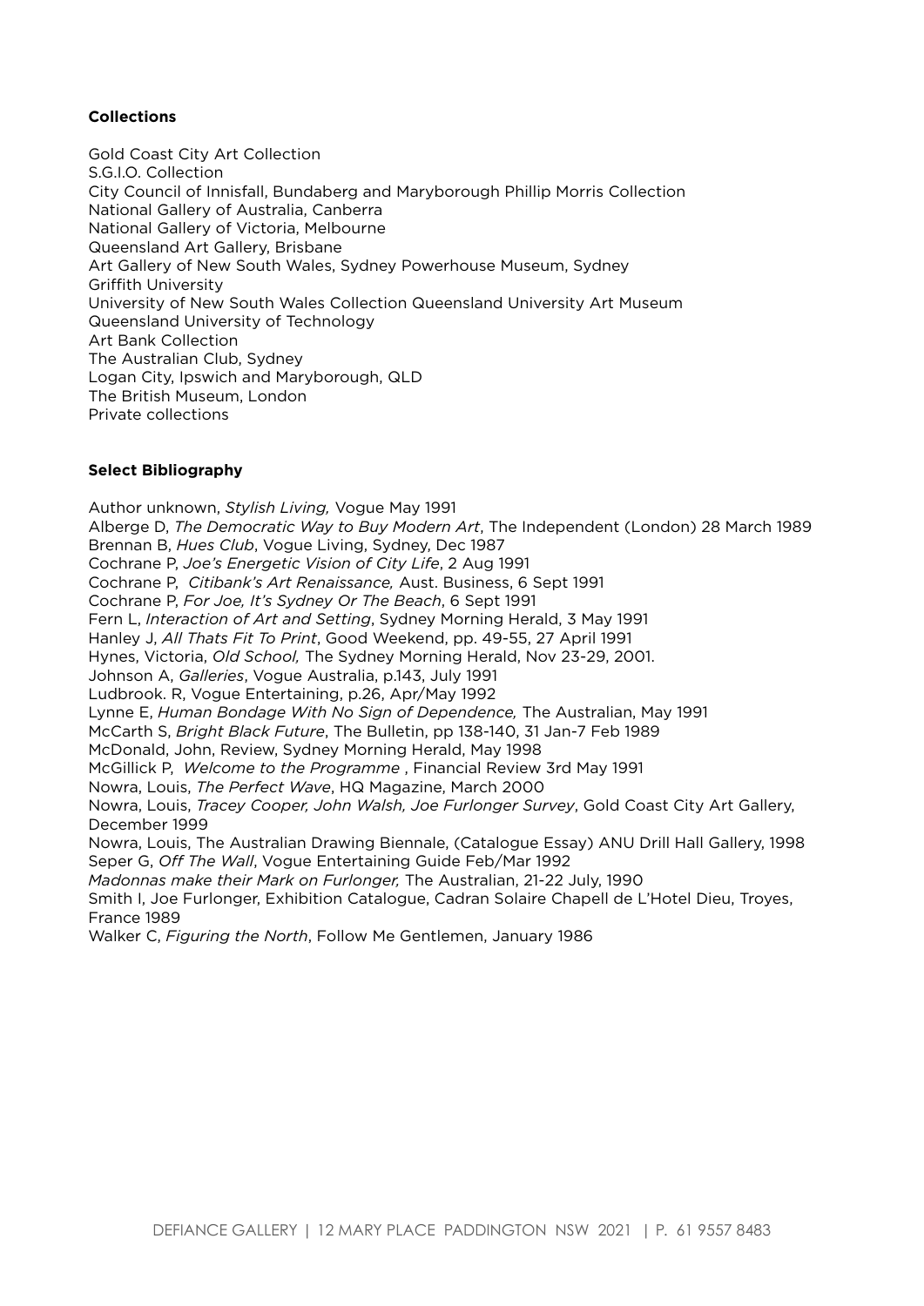**Collections**

Gold Coast City Art Collection
S.G.I.O. Collection
City Council of Innisfall, Bundaberg and Maryborough Phillip Morris Collection
National Gallery of Australia, Canberra
National Gallery of Victoria, Melbourne
Queensland Art Gallery, Brisbane
Art Gallery of New South Wales, Sydney Powerhouse Museum, Sydney
Griffith University
University of New South Wales Collection Queensland University Art Museum
Queensland University of Technology
Art Bank Collection
The Australian Club, Sydney
Logan City, Ipswich and Maryborough, QLD
The British Museum, London
Private collections

**Select Bibliography**

Author unknown, *Stylish Living,* Vogue May 1991
Alberge D, *The Democratic Way to Buy Modern Art*, The Independent (London) 28 March 1989
Brennan B, *Hues Club*, Vogue Living, Sydney, Dec 1987
Cochrane P, *Joe's Energetic Vision of City Life*, 2 Aug 1991
Cochrane P, *Citibank's Art Renaissance,* Aust. Business, 6 Sept 1991
Cochrane P, *For Joe, It's Sydney Or The Beach*, 6 Sept 1991
Fern L, *Interaction of Art and Setting*, Sydney Morning Herald, 3 May 1991
Hanley J, *All Thats Fit To Print*, Good Weekend, pp. 49-55, 27 April 1991
Hynes, Victoria, *Old School,* The Sydney Morning Herald, Nov 23-29, 2001.
Johnson A, *Galleries*, Vogue Australia, p.143, July 1991
Ludbrook. R, Vogue Entertaining, p.26, Apr/May 1992
Lynne E, *Human Bondage With No Sign of Dependence,* The Australian, May 1991
McCarth S, *Bright Black Future*, The Bulletin, pp 138-140, 31 Jan-7 Feb 1989
McDonald, John, Review, Sydney Morning Herald, May 1998
McGillick P, *Welcome to the Programme* , Financial Review 3rd May 1991
Nowra, Louis, *The Perfect Wave*, HQ Magazine, March 2000
Nowra, Louis, *Tracey Cooper, John Walsh, Joe Furlonger Survey*, Gold Coast City Art Gallery, December 1999
Nowra, Louis, The Australian Drawing Biennale, (Catalogue Essay) ANU Drill Hall Gallery, 1998
Seper G, *Off The Wall*, Vogue Entertaining Guide Feb/Mar 1992
*Madonnas make their Mark on Furlonger,* The Australian, 21-22 July, 1990
Smith I, Joe Furlonger, Exhibition Catalogue, Cadran Solaire Chapell de L'Hotel Dieu, Troyes, France 1989
Walker C, *Figuring the North*, Follow Me Gentlemen, January 1986